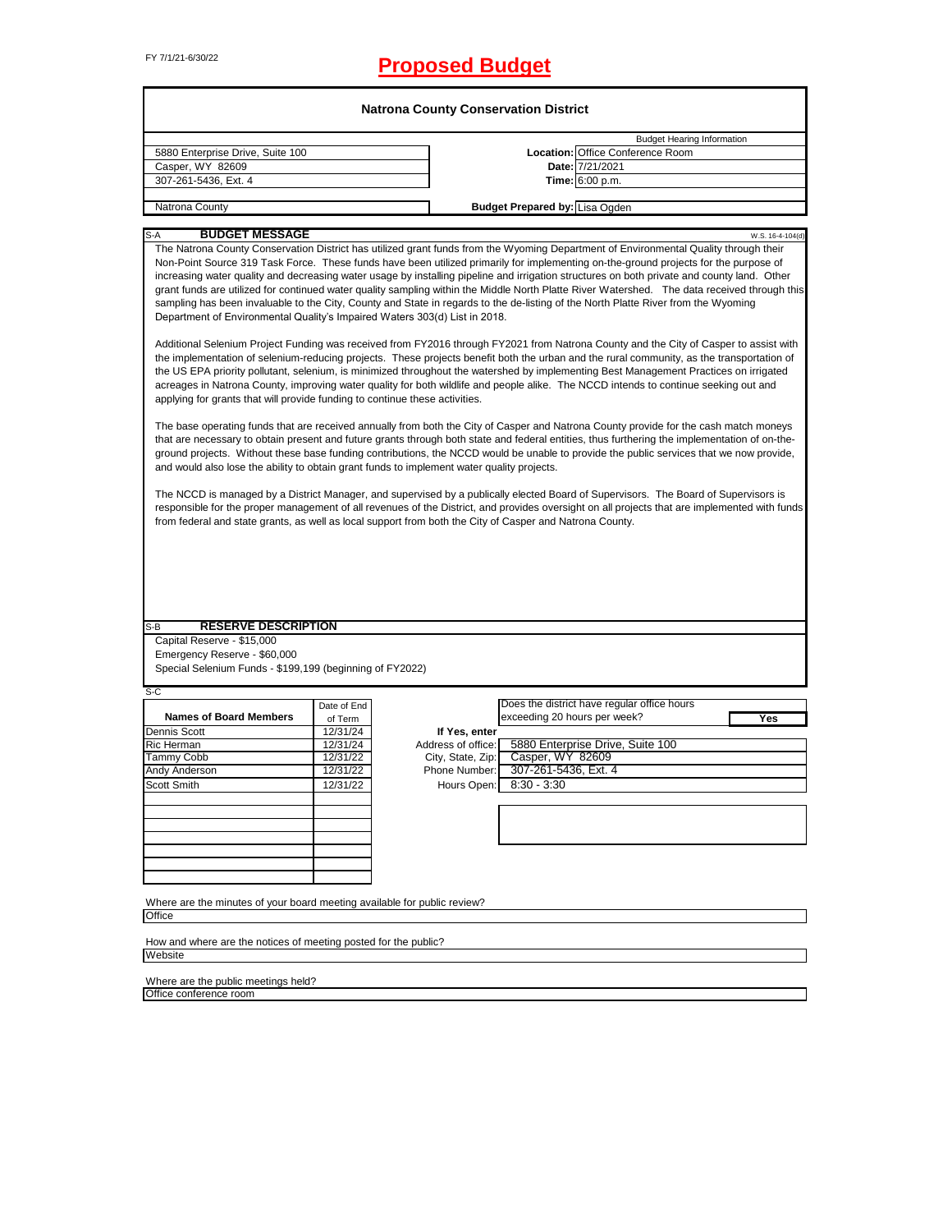FY 7/1/21-6/30/22

# Proposed Budget

## Natrona County Conservation District

| | | Budget Hearing Information |
|---|---|---|
| 5880 Enterprise Drive, Suite 100 | Location: | Office Conference Room |
| Casper, WY 82609 | Date: | 7/21/2021 |
| 307-261-5436, Ext. 4 | Time: | 6:00 p.m. |
| Natrona County | Budget Prepared by: | Lisa Ogden |

### S-A BUDGET MESSAGE

W.S. 16-4-104(d)

The Natrona County Conservation District has utilized grant funds from the Wyoming Department of Environmental Quality through their Non-Point Source 319 Task Force. These funds have been utilized primarily for implementing on-the-ground projects for the purpose of increasing water quality and decreasing water usage by installing pipeline and irrigation structures on both private and county land. Other grant funds are utilized for continued water quality sampling within the Middle North Platte River Watershed. The data received through this sampling has been invaluable to the City, County and State in regards to the de-listing of the North Platte River from the Wyoming Department of Environmental Quality's Impaired Waters 303(d) List in 2018.

Additional Selenium Project Funding was received from FY2016 through FY2021 from Natrona County and the City of Casper to assist with the implementation of selenium-reducing projects. These projects benefit both the urban and the rural community, as the transportation of the US EPA priority pollutant, selenium, is minimized throughout the watershed by implementing Best Management Practices on irrigated acreages in Natrona County, improving water quality for both wildlife and people alike. The NCCD intends to continue seeking out and applying for grants that will provide funding to continue these activities.

The base operating funds that are received annually from both the City of Casper and Natrona County provide for the cash match moneys that are necessary to obtain present and future grants through both state and federal entities, thus furthering the implementation of on-the-ground projects. Without these base funding contributions, the NCCD would be unable to provide the public services that we now provide, and would also lose the ability to obtain grant funds to implement water quality projects.

The NCCD is managed by a District Manager, and supervised by a publically elected Board of Supervisors. The Board of Supervisors is responsible for the proper management of all revenues of the District, and provides oversight on all projects that are implemented with funds from federal and state grants, as well as local support from both the City of Casper and Natrona County.

### S-B RESERVE DESCRIPTION

Capital Reserve - $15,000

Emergency Reserve - $60,000

Special Selenium Funds - $199,199 (beginning of FY2022)

### S-C

| Names of Board Members | Date of End of Term |
|---|---|
| Dennis Scott | 12/31/24 |
| Ric Herman | 12/31/24 |
| Tammy Cobb | 12/31/22 |
| Andy Anderson | 12/31/22 |
| Scott Smith | 12/31/22 |

Does the district have regular office hours exceeding 20 hours per week? **Yes**

If Yes, enter

| | |
|---|---|
| Address of office: | 5880 Enterprise Drive, Suite 100 |
| City, State, Zip: | Casper, WY 82609 |
| Phone Number: | 307-261-5436, Ext. 4 |
| Hours Open: | 8:30 - 3:30 |

Where are the minutes of your board meeting available for public review?
Office

How and where are the notices of meeting posted for the public?
Website

Where are the public meetings held?
Office conference room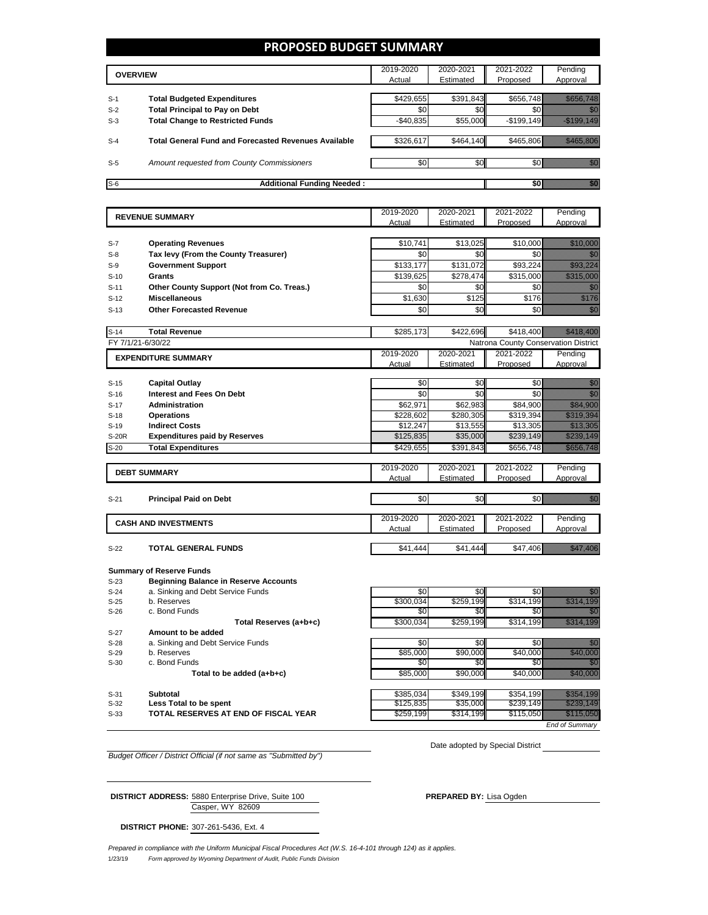# PROPOSED BUDGET SUMMARY

| | OVERVIEW | 2019-2020 Actual | 2020-2021 Estimated | 2021-2022 Proposed | Pending Approval |
|---|---|---|---|---|---|
| S-1 | **Total Budgeted Expenditures** | $429,655 | $391,843 | $656,748 | $656,748 |
| S-2 | **Total Principal to Pay on Debt** | $0 | $0 | $0 | $0 |
| S-3 | **Total Change to Restricted Funds** | -$40,835 | $55,000 | -$199,149 | -$199,149 |
| S-4 | **Total General Fund and Forecasted Revenues Available** | $326,617 | $464,140 | $465,806 | $465,806 |
| S-5 | *Amount requested from County Commissioners* | $0 | $0 | $0 | $0 |
| S-6 | **Additional Funding Needed :** | | | $0 | $0 |

| | REVENUE SUMMARY | 2019-2020 Actual | 2020-2021 Estimated | 2021-2022 Proposed | Pending Approval |
|---|---|---|---|---|---|
| S-7 | **Operating Revenues** | $10,741 | $13,025 | $10,000 | $10,000 |
| S-8 | **Tax levy (From the County Treasurer)** | $0 | $0 | $0 | $0 |
| S-9 | **Government Support** | $133,177 | $131,072 | $93,224 | $93,224 |
| S-10 | **Grants** | $139,625 | $278,474 | $315,000 | $315,000 |
| S-11 | **Other County Support (Not from Co. Treas.)** | $0 | $0 | $0 | $0 |
| S-12 | **Miscellaneous** | $1,630 | $125 | $176 | $176 |
| S-13 | **Other Forecasted Revenue** | $0 | $0 | $0 | $0 |
| S-14 | **Total Revenue** | $285,173 | $422,696 | $418,400 | $418,400 |

FY 7/1/21-6/30/22 — Natrona County Conservation District

| | EXPENDITURE SUMMARY | 2019-2020 Actual | 2020-2021 Estimated | 2021-2022 Proposed | Pending Approval |
|---|---|---|---|---|---|
| S-15 | **Capital Outlay** | $0 | $0 | $0 | $0 |
| S-16 | **Interest and Fees On Debt** | $0 | $0 | $0 | $0 |
| S-17 | **Administration** | $62,971 | $62,983 | $84,900 | $84,900 |
| S-18 | **Operations** | $228,602 | $280,305 | $319,394 | $319,394 |
| S-19 | **Indirect Costs** | $12,247 | $13,555 | $13,305 | $13,305 |
| S-20R | **Expenditures paid by Reserves** | $125,835 | $35,000 | $239,149 | $239,149 |
| S-20 | **Total Expenditures** | $429,655 | $391,843 | $656,748 | $656,748 |

| | DEBT SUMMARY | 2019-2020 Actual | 2020-2021 Estimated | 2021-2022 Proposed | Pending Approval |
|---|---|---|---|---|---|
| S-21 | **Principal Paid on Debt** | $0 | $0 | $0 | $0 |

| | CASH AND INVESTMENTS | 2019-2020 Actual | 2020-2021 Estimated | 2021-2022 Proposed | Pending Approval |
|---|---|---|---|---|---|
| S-22 | **TOTAL GENERAL FUNDS** | $41,444 | $41,444 | $47,406 | $47,406 |

**Summary of Reserve Funds**

| | | 2019-2020 Actual | 2020-2021 Estimated | 2021-2022 Proposed | Pending Approval |
|---|---|---|---|---|---|
| S-23 | **Beginning Balance in Reserve Accounts** | | | | |
| S-24 | a. Sinking and Debt Service Funds | $0 | $0 | $0 | $0 |
| S-25 | b. Reserves | $300,034 | $259,199 | $314,199 | $314,199 |
| S-26 | c. Bond Funds | $0 | $0 | $0 | $0 |
| | **Total Reserves (a+b+c)** | $300,034 | $259,199 | $314,199 | $314,199 |
| S-27 | **Amount to be added** | | | | |
| S-28 | a. Sinking and Debt Service Funds | $0 | $0 | $0 | $0 |
| S-29 | b. Reserves | $85,000 | $90,000 | $40,000 | $40,000 |
| S-30 | c. Bond Funds | $0 | $0 | $0 | $0 |
| | **Total to be added (a+b+c)** | $85,000 | $90,000 | $40,000 | $40,000 |
| S-31 | **Subtotal** | $385,034 | $349,199 | $354,199 | $354,199 |
| S-32 | **Less Total to be spent** | $125,835 | $35,000 | $239,149 | $239,149 |
| S-33 | **TOTAL RESERVES AT END OF FISCAL YEAR** | $259,199 | $314,199 | $115,050 | $115,050 |

*End of Summary*

*Budget Officer / District Official (if not same as "Submitted by")*

Date adopted by Special District

**DISTRICT ADDRESS:** 5880 Enterprise Drive, Suite 100
Casper, WY 82609

**PREPARED BY:** Lisa Ogden

**DISTRICT PHONE:** 307-261-5436, Ext. 4

*Prepared in compliance with the Uniform Municipal Fiscal Procedures Act (W.S. 16-4-101 through 124) as it applies.*

1/23/19 *Form approved by Wyoming Department of Audit, Public Funds Division*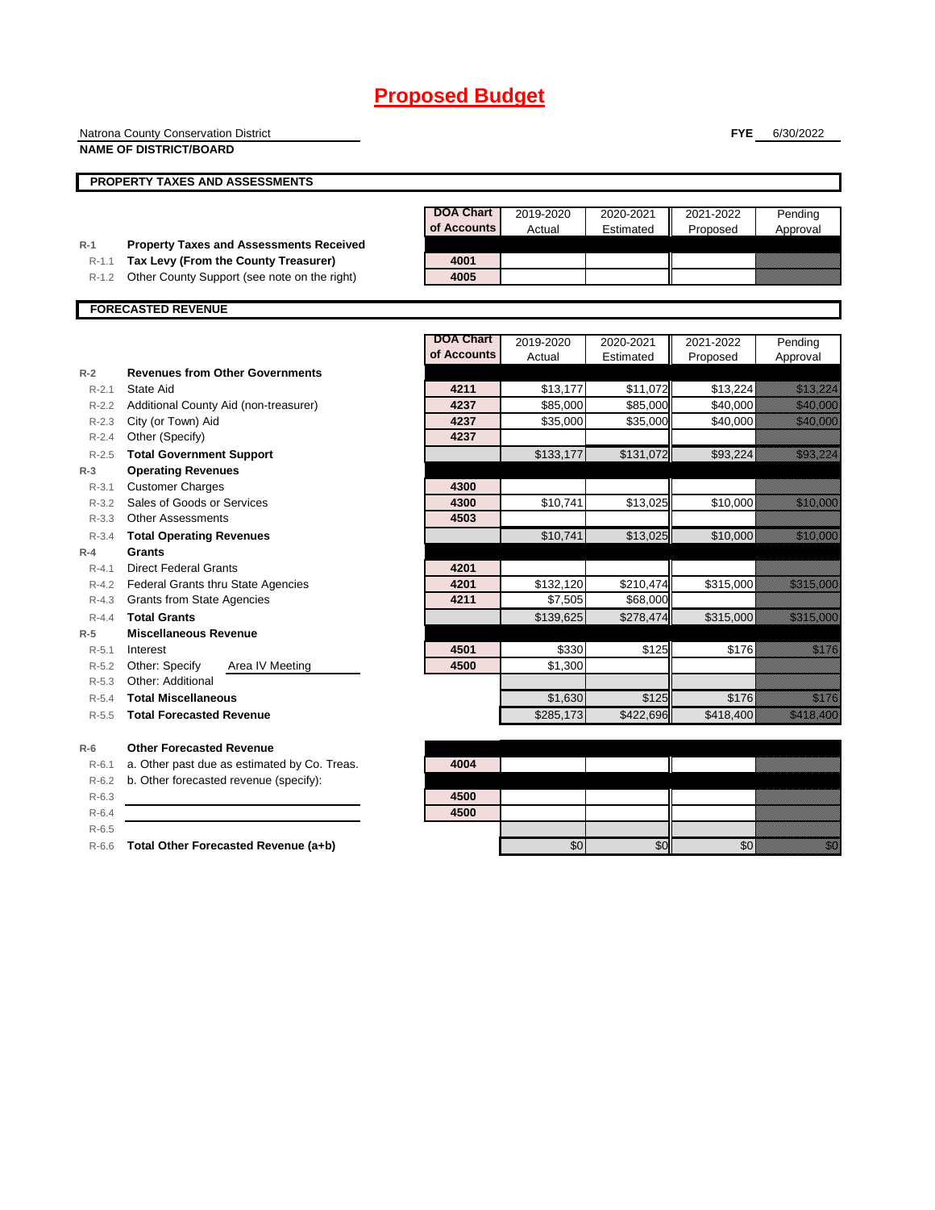# Proposed Budget

Natrona County Conservation District
**NAME OF DISTRICT/BOARD**

**FYE** 6/30/2022

## PROPERTY TAXES AND ASSESSMENTS

| | | DOA Chart of Accounts | 2019-2020 Actual | 2020-2021 Estimated | 2021-2022 Proposed | Pending Approval |
|---|---|---|---|---|---|---|
| **R-1** | **Property Taxes and Assessments Received** | | | | | |
| R-1.1 | **Tax Levy (From the County Treasurer)** | 4001 | | | | |
| R-1.2 | Other County Support (see note on the right) | 4005 | | | | |

## FORECASTED REVENUE

| | | DOA Chart of Accounts | 2019-2020 Actual | 2020-2021 Estimated | 2021-2022 Proposed | Pending Approval |
|---|---|---|---|---|---|---|
| **R-2** | **Revenues from Other Governments** | | | | | |
| R-2.1 | State Aid | 4211 | $13,177 | $11,072 | $13,224 | $13,224 |
| R-2.2 | Additional County Aid (non-treasurer) | 4237 | $85,000 | $85,000 | $40,000 | $40,000 |
| R-2.3 | City (or Town) Aid | 4237 | $35,000 | $35,000 | $40,000 | $40,000 |
| R-2.4 | Other (Specify) | 4237 | | | | |
| R-2.5 | **Total Government Support** | | $133,177 | $131,072 | $93,224 | $93,224 |
| **R-3** | **Operating Revenues** | | | | | |
| R-3.1 | Customer Charges | 4300 | | | | |
| R-3.2 | Sales of Goods or Services | 4300 | $10,741 | $13,025 | $10,000 | $10,000 |
| R-3.3 | Other Assessments | 4503 | | | | |
| R-3.4 | **Total Operating Revenues** | | $10,741 | $13,025 | $10,000 | $10,000 |
| **R-4** | **Grants** | | | | | |
| R-4.1 | Direct Federal Grants | 4201 | | | | |
| R-4.2 | Federal Grants thru State Agencies | 4201 | $132,120 | $210,474 | $315,000 | $315,000 |
| R-4.3 | Grants from State Agencies | 4211 | $7,505 | $68,000 | | |
| R-4.4 | **Total Grants** | | $139,625 | $278,474 | $315,000 | $315,000 |
| **R-5** | **Miscellaneous Revenue** | | | | | |
| R-5.1 | Interest | 4501 | $330 | $125 | $176 | $176 |
| R-5.2 | Other: Specify Area IV Meeting | 4500 | $1,300 | | | |
| R-5.3 | Other: Additional | | | | | |
| R-5.4 | **Total Miscellaneous** | | $1,630 | $125 | $176 | $176 |
| R-5.5 | **Total Forecasted Revenue** | | $285,173 | $422,696 | $418,400 | $418,400 |
| **R-6** | **Other Forecasted Revenue** | | | | | |
| R-6.1 | a. Other past due as estimated by Co. Treas. | 4004 | | | | |
| R-6.2 | b. Other forecasted revenue (specify): | | | | | |
| R-6.3 | | 4500 | | | | |
| R-6.4 | | 4500 | | | | |
| R-6.5 | | | | | | |
| R-6.6 | **Total Other Forecasted Revenue (a+b)** | | $0 | $0 | $0 | $0 |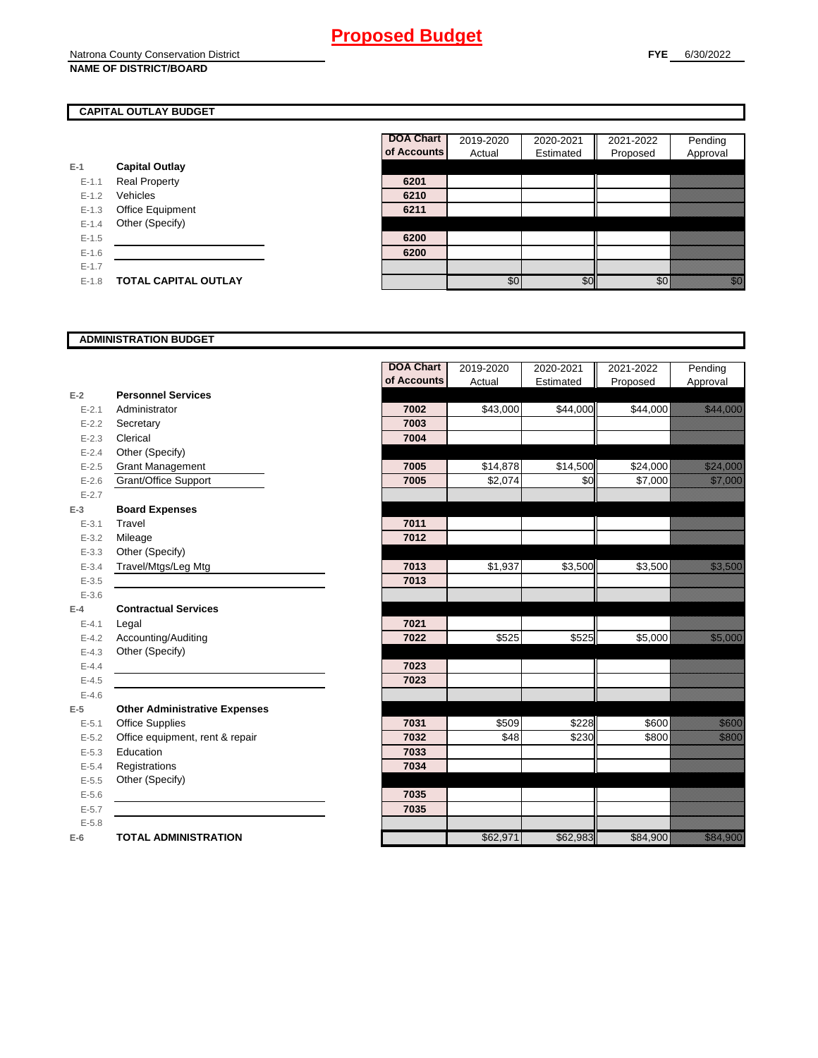# Proposed Budget

Natrona County Conservation District
**NAME OF DISTRICT/BOARD**

**FYE** 6/30/2022

## CAPITAL OUTLAY BUDGET

| | | DOA Chart of Accounts | 2019-2020 Actual | 2020-2021 Estimated | 2021-2022 Proposed | Pending Approval |
|---|---|---|---|---|---|---|
| E-1 | **Capital Outlay** | | | | | |
| E-1.1 | Real Property | 6201 | | | | |
| E-1.2 | Vehicles | 6210 | | | | |
| E-1.3 | Office Equipment | 6211 | | | | |
| E-1.4 | Other (Specify) | | | | | |
| E-1.5 | | 6200 | | | | |
| E-1.6 | | 6200 | | | | |
| E-1.7 | | | | | | |
| E-1.8 | **TOTAL CAPITAL OUTLAY** | | $0 | $0 | $0 | $0 |

## ADMINISTRATION BUDGET

| | | DOA Chart of Accounts | 2019-2020 Actual | 2020-2021 Estimated | 2021-2022 Proposed | Pending Approval |
|---|---|---|---|---|---|---|
| E-2 | **Personnel Services** | | | | | |
| E-2.1 | Administrator | 7002 | $43,000 | $44,000 | $44,000 | $44,000 |
| E-2.2 | Secretary | 7003 | | | | |
| E-2.3 | Clerical | 7004 | | | | |
| E-2.4 | Other (Specify) | | | | | |
| E-2.5 | Grant Management | 7005 | $14,878 | $14,500 | $24,000 | $24,000 |
| E-2.6 | Grant/Office Support | 7005 | $2,074 | $0 | $7,000 | $7,000 |
| E-2.7 | | | | | | |
| E-3 | **Board Expenses** | | | | | |
| E-3.1 | Travel | 7011 | | | | |
| E-3.2 | Mileage | 7012 | | | | |
| E-3.3 | Other (Specify) | | | | | |
| E-3.4 | Travel/Mtgs/Leg Mtg | 7013 | $1,937 | $3,500 | $3,500 | $3,500 |
| E-3.5 | | 7013 | | | | |
| E-3.6 | | | | | | |
| E-4 | **Contractual Services** | | | | | |
| E-4.1 | Legal | 7021 | | | | |
| E-4.2 | Accounting/Auditing | 7022 | $525 | $525 | $5,000 | $5,000 |
| E-4.3 | Other (Specify) | | | | | |
| E-4.4 | | 7023 | | | | |
| E-4.5 | | 7023 | | | | |
| E-4.6 | | | | | | |
| E-5 | **Other Administrative Expenses** | | | | | |
| E-5.1 | Office Supplies | 7031 | $509 | $228 | $600 | $600 |
| E-5.2 | Office equipment, rent & repair | 7032 | $48 | $230 | $800 | $800 |
| E-5.3 | Education | 7033 | | | | |
| E-5.4 | Registrations | 7034 | | | | |
| E-5.5 | Other (Specify) | | | | | |
| E-5.6 | | 7035 | | | | |
| E-5.7 | | 7035 | | | | |
| E-5.8 | | | | | | |
| E-6 | **TOTAL ADMINISTRATION** | | $62,971 | $62,983 | $84,900 | $84,900 |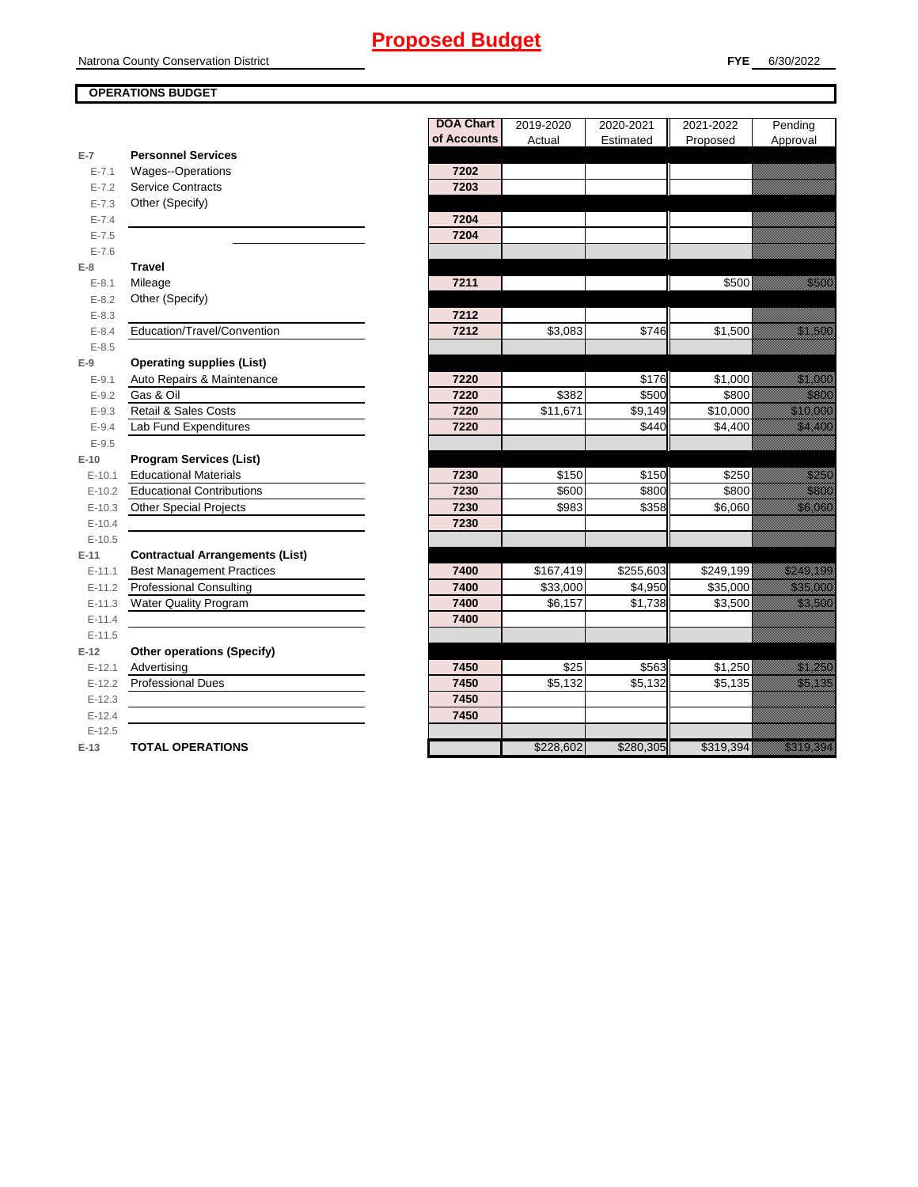# Proposed Budget

Natrona County Conservation District

**FYE** 6/30/2022

**OPERATIONS BUDGET**

| | | DOA Chart of Accounts | 2019-2020 Actual | 2020-2021 Estimated | 2021-2022 Proposed | Pending Approval |
|---|---|---|---|---|---|---|
| **E-7** | **Personnel Services** | | | | | |
| E-7.1 | Wages--Operations | 7202 | | | | |
| E-7.2 | Service Contracts | 7203 | | | | |
| E-7.3 | Other (Specify) | | | | | |
| E-7.4 | | 7204 | | | | |
| E-7.5 | | 7204 | | | | |
| E-7.6 | | | | | | |
| **E-8** | **Travel** | | | | | |
| E-8.1 | Mileage | 7211 | | | $500 | $500 |
| E-8.2 | Other (Specify) | | | | | |
| E-8.3 | | 7212 | | | | |
| E-8.4 | Education/Travel/Convention | 7212 | $3,083 | $746 | $1,500 | $1,500 |
| E-8.5 | | | | | | |
| **E-9** | **Operating supplies (List)** | | | | | |
| E-9.1 | Auto Repairs & Maintenance | 7220 | | $176 | $1,000 | $1,000 |
| E-9.2 | Gas & Oil | 7220 | $382 | $500 | $800 | $800 |
| E-9.3 | Retail & Sales Costs | 7220 | $11,671 | $9,149 | $10,000 | $10,000 |
| E-9.4 | Lab Fund Expenditures | 7220 | | $440 | $4,400 | $4,400 |
| E-9.5 | | | | | | |
| **E-10** | **Program Services (List)** | | | | | |
| E-10.1 | Educational Materials | 7230 | $150 | $150 | $250 | $250 |
| E-10.2 | Educational Contributions | 7230 | $600 | $800 | $800 | $800 |
| E-10.3 | Other Special Projects | 7230 | $983 | $358 | $6,060 | $6,060 |
| E-10.4 | | 7230 | | | | |
| E-10.5 | | | | | | |
| **E-11** | **Contractual Arrangements (List)** | | | | | |
| E-11.1 | Best Management Practices | 7400 | $167,419 | $255,603 | $249,199 | $249,199 |
| E-11.2 | Professional Consulting | 7400 | $33,000 | $4,950 | $35,000 | $35,000 |
| E-11.3 | Water Quality Program | 7400 | $6,157 | $1,738 | $3,500 | $3,500 |
| E-11.4 | | 7400 | | | | |
| E-11.5 | | | | | | |
| **E-12** | **Other operations (Specify)** | | | | | |
| E-12.1 | Advertising | 7450 | $25 | $563 | $1,250 | $1,250 |
| E-12.2 | Professional Dues | 7450 | $5,132 | $5,132 | $5,135 | $5,135 |
| E-12.3 | | 7450 | | | | |
| E-12.4 | | 7450 | | | | |
| E-12.5 | | | | | | |
| **E-13** | **TOTAL OPERATIONS** | | $228,602 | $280,305 | $319,394 | $319,394 |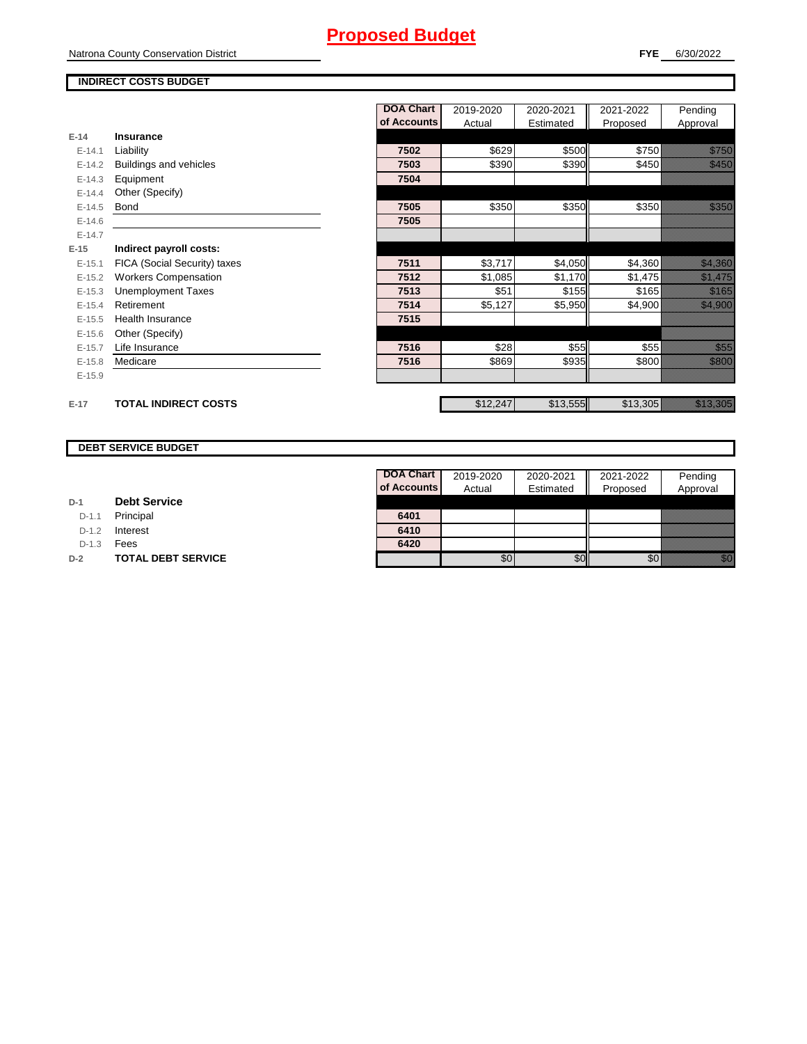# Proposed Budget

Natrona County Conservation District

**FYE** 6/30/2022

## INDIRECT COSTS BUDGET

| | | DOA Chart of Accounts | 2019-2020 Actual | 2020-2021 Estimated | 2021-2022 Proposed | Pending Approval |
|---|---|---|---|---|---|---|
| **E-14** | **Insurance** | | | | | |
| E-14.1 | Liability | 7502 | $629 | $500 | $750 | $750 |
| E-14.2 | Buildings and vehicles | 7503 | $390 | $390 | $450 | $450 |
| E-14.3 | Equipment | 7504 | | | | |
| E-14.4 | Other (Specify) | | | | | |
| E-14.5 | Bond | 7505 | $350 | $350 | $350 | $350 |
| E-14.6 | | 7505 | | | | |
| E-14.7 | | | | | | |
| **E-15** | **Indirect payroll costs:** | | | | | |
| E-15.1 | FICA (Social Security) taxes | 7511 | $3,717 | $4,050 | $4,360 | $4,360 |
| E-15.2 | Workers Compensation | 7512 | $1,085 | $1,170 | $1,475 | $1,475 |
| E-15.3 | Unemployment Taxes | 7513 | $51 | $155 | $165 | $165 |
| E-15.4 | Retirement | 7514 | $5,127 | $5,950 | $4,900 | $4,900 |
| E-15.5 | Health Insurance | 7515 | | | | |
| E-15.6 | Other (Specify) | | | | | |
| E-15.7 | Life Insurance | 7516 | $28 | $55 | $55 | $55 |
| E-15.8 | Medicare | 7516 | $869 | $935 | $800 | $800 |
| E-15.9 | | | | | | |
| **E-17** | **TOTAL INDIRECT COSTS** | | $12,247 | $13,555 | $13,305 | $13,305 |

## DEBT SERVICE BUDGET

| | | DOA Chart of Accounts | 2019-2020 Actual | 2020-2021 Estimated | 2021-2022 Proposed | Pending Approval |
|---|---|---|---|---|---|---|
| **D-1** | **Debt Service** | | | | | |
| D-1.1 | Principal | 6401 | | | | |
| D-1.2 | Interest | 6410 | | | | |
| D-1.3 | Fees | 6420 | | | | |
| **D-2** | **TOTAL DEBT SERVICE** | | $0 | $0 | $0 | $0 |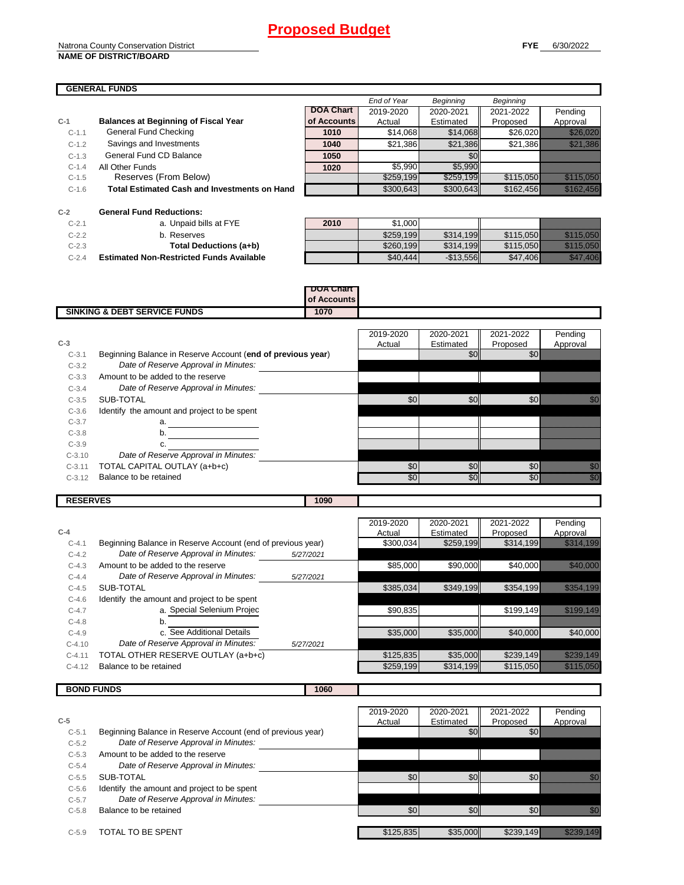# Proposed Budget

Natrona County Conservation District
**NAME OF DISTRICT/BOARD**

**FYE** 6/30/2022

## GENERAL FUNDS

| | | DOA Chart of Accounts | *End of Year* 2019-2020 Actual | *Beginning* 2020-2021 Estimated | *Beginning* 2021-2022 Proposed | Pending Approval |
|---|---|---|---|---|---|---|
| C-1 | **Balances at Beginning of Fiscal Year** | | | | | |
| C-1.1 | General Fund Checking | 1010 | $14,068 | $14,068 | $26,020 | $26,020 |
| C-1.2 | Savings and Investments | 1040 | $21,386 | $21,386 | $21,386 | $21,386 |
| C-1.3 | General Fund CD Balance | 1050 | | $0 | | |
| C-1.4 | All Other Funds | 1020 | $5,990 | $5,990 | | |
| C-1.5 | Reserves (From Below) | | $259,199 | $259,199 | $115,050 | $115,050 |
| C-1.6 | **Total Estimated Cash and Investments on Hand** | | $300,643 | $300,643 | $162,456 | $162,456 |
| C-2 | **General Fund Reductions:** | | | | | |
| C-2.1 | a. Unpaid bills at FYE | 2010 | $1,000 | | | |
| C-2.2 | b. Reserves | | $259,199 | $314,199 | $115,050 | $115,050 |
| C-2.3 | **Total Deductions (a+b)** | | $260,199 | $314,199 | $115,050 | $115,050 |
| C-2.4 | **Estimated Non-Restricted Funds Available** | | $40,444 | -$13,556 | $47,406 | $47,406 |

## SINKING & DEBT SERVICE FUNDS (DOA Chart of Accounts 1070)

| C-3 | | | 2019-2020 Actual | 2020-2021 Estimated | 2021-2022 Proposed | Pending Approval |
|---|---|---|---|---|---|---|
| C-3.1 | Beginning Balance in Reserve Account (**end of previous year**) | | | $0 | $0 | |
| C-3.2 | *Date of Reserve Approval in Minutes:* | | | | | |
| C-3.3 | Amount to be added to the reserve | | | | | |
| C-3.4 | *Date of Reserve Approval in Minutes:* | | | | | |
| C-3.5 | SUB-TOTAL | | $0 | $0 | $0 | $0 |
| C-3.6 | Identify the amount and project to be spent | | | | | |
| C-3.7 | a. | | | | | |
| C-3.8 | b. | | | | | |
| C-3.9 | c. | | | | | |
| C-3.10 | *Date of Reserve Approval in Minutes:* | | | | | |
| C-3.11 | TOTAL CAPITAL OUTLAY (a+b+c) | | $0 | $0 | $0 | $0 |
| C-3.12 | Balance to be retained | | $0 | $0 | $0 | $0 |

## RESERVES (1090)

| C-4 | | | 2019-2020 Actual | 2020-2021 Estimated | 2021-2022 Proposed | Pending Approval |
|---|---|---|---|---|---|---|
| C-4.1 | Beginning Balance in Reserve Account (end of previous year) | | $300,034 | $259,199 | $314,199 | $314,199 |
| C-4.2 | *Date of Reserve Approval in Minutes:* | *5/27/2021* | | | | |
| C-4.3 | Amount to be added to the reserve | | $85,000 | $90,000 | $40,000 | $40,000 |
| C-4.4 | *Date of Reserve Approval in Minutes:* | *5/27/2021* | | | | |
| C-4.5 | SUB-TOTAL | | $385,034 | $349,199 | $354,199 | $354,199 |
| C-4.6 | Identify the amount and project to be spent | | | | | |
| C-4.7 | a. Special Selenium Projec | | $90,835 | | $199,149 | $199,149 |
| C-4.8 | b. | | | | | |
| C-4.9 | c. See Additional Details | | $35,000 | $35,000 | $40,000 | $40,000 |
| C-4.10 | *Date of Reserve Approval in Minutes:* | *5/27/2021* | | | | |
| C-4.11 | TOTAL OTHER RESERVE OUTLAY (a+b+c) | | $125,835 | $35,000 | $239,149 | $239,149 |
| C-4.12 | Balance to be retained | | $259,199 | $314,199 | $115,050 | $115,050 |

## BOND FUNDS (1060)

| C-5 | | | 2019-2020 Actual | 2020-2021 Estimated | 2021-2022 Proposed | Pending Approval |
|---|---|---|---|---|---|---|
| C-5.1 | Beginning Balance in Reserve Account (end of previous year) | | | $0 | $0 | |
| C-5.2 | *Date of Reserve Approval in Minutes:* | | | | | |
| C-5.3 | Amount to be added to the reserve | | | | | |
| C-5.4 | *Date of Reserve Approval in Minutes:* | | | | | |
| C-5.5 | SUB-TOTAL | | $0 | $0 | $0 | $0 |
| C-5.6 | Identify the amount and project to be spent | | | | | |
| C-5.7 | *Date of Reserve Approval in Minutes:* | | | | | |
| C-5.8 | Balance to be retained | | $0 | $0 | $0 | $0 |
| C-5.9 | TOTAL TO BE SPENT | | $125,835 | $35,000 | $239,149 | $239,149 |